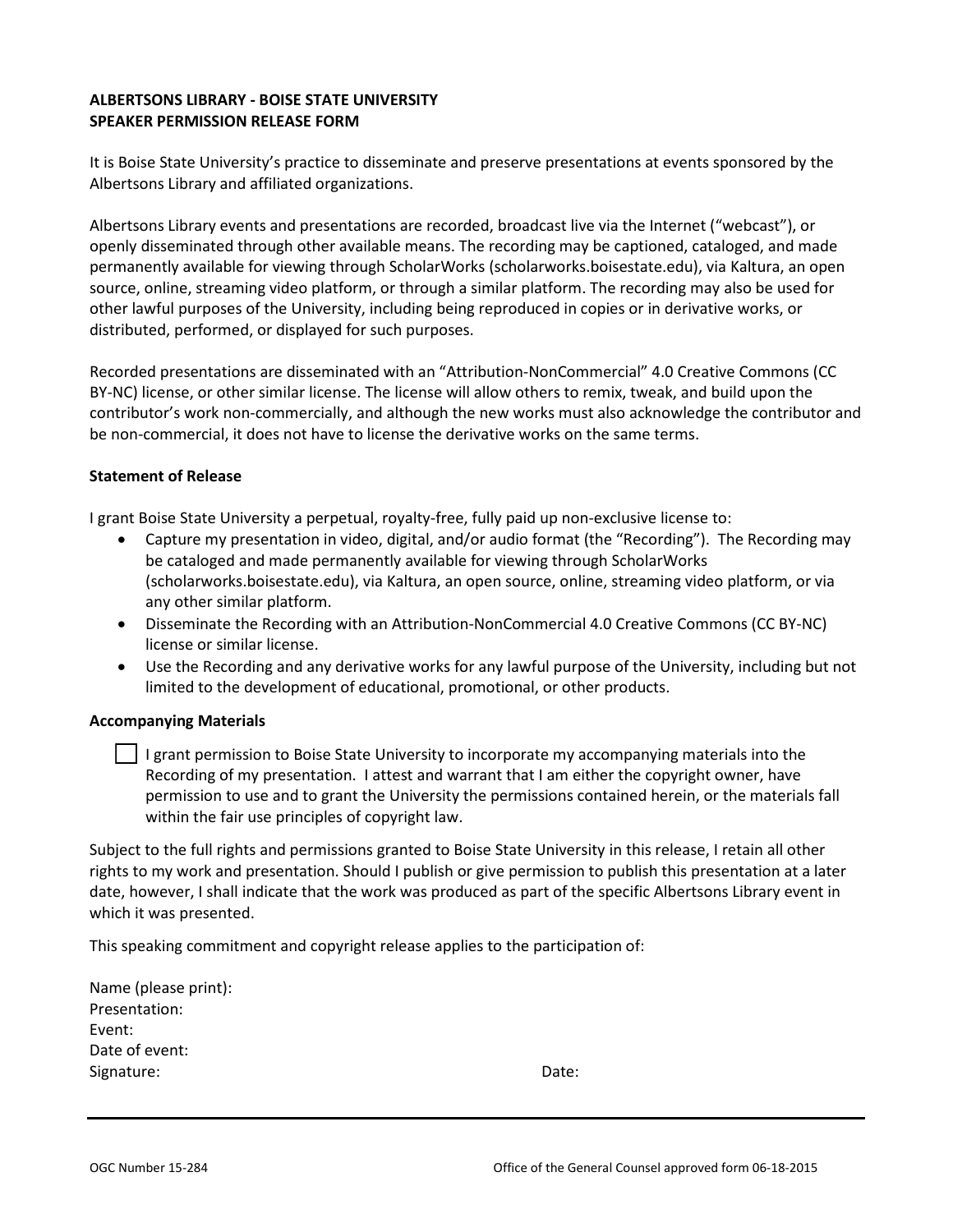**ALBERTSONS LIBRARY - BOISE STATE UNIVERSITY**
**SPEAKER PERMISSION RELEASE FORM**

It is Boise State University's practice to disseminate and preserve presentations at events sponsored by the Albertsons Library and affiliated organizations.

Albertsons Library events and presentations are recorded, broadcast live via the Internet ("webcast"), or openly disseminated through other available means. The recording may be captioned, cataloged, and made permanently available for viewing through ScholarWorks (scholarworks.boisestate.edu), via Kaltura, an open source, online, streaming video platform, or through a similar platform. The recording may also be used for other lawful purposes of the University, including being reproduced in copies or in derivative works, or distributed, performed, or displayed for such purposes.

Recorded presentations are disseminated with an "Attribution-NonCommercial" 4.0 Creative Commons (CC BY-NC) license, or other similar license. The license will allow others to remix, tweak, and build upon the contributor's work non-commercially, and although the new works must also acknowledge the contributor and be non-commercial, it does not have to license the derivative works on the same terms.

**Statement of Release**

I grant Boise State University a perpetual, royalty-free, fully paid up non-exclusive license to:

- Capture my presentation in video, digital, and/or audio format (the "Recording"). The Recording may be cataloged and made permanently available for viewing through ScholarWorks (scholarworks.boisestate.edu), via Kaltura, an open source, online, streaming video platform, or via any other similar platform.
- Disseminate the Recording with an Attribution-NonCommercial 4.0 Creative Commons (CC BY-NC) license or similar license.
- Use the Recording and any derivative works for any lawful purpose of the University, including but not limited to the development of educational, promotional, or other products.

**Accompanying Materials**

☐ I grant permission to Boise State University to incorporate my accompanying materials into the Recording of my presentation. I attest and warrant that I am either the copyright owner, have permission to use and to grant the University the permissions contained herein, or the materials fall within the fair use principles of copyright law.

Subject to the full rights and permissions granted to Boise State University in this release, I retain all other rights to my work and presentation. Should I publish or give permission to publish this presentation at a later date, however, I shall indicate that the work was produced as part of the specific Albertsons Library event in which it was presented.

This speaking commitment and copyright release applies to the participation of:

Name (please print):
Presentation:
Event:
Date of event:
Signature: Date:

OGC Number 15-284 Office of the General Counsel approved form 06-18-2015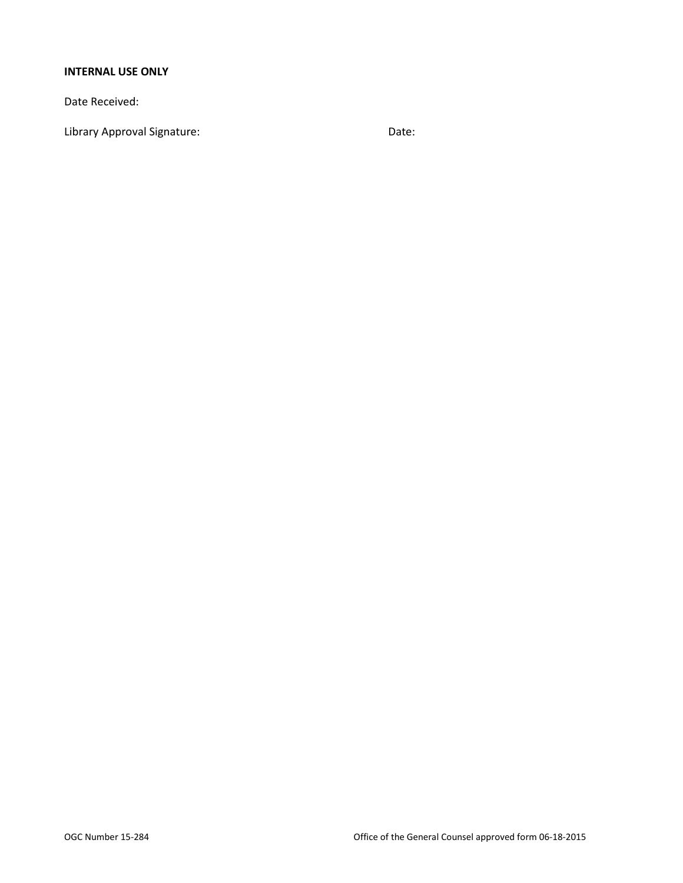**INTERNAL USE ONLY**

Date Received:

Library Approval Signature: Date: